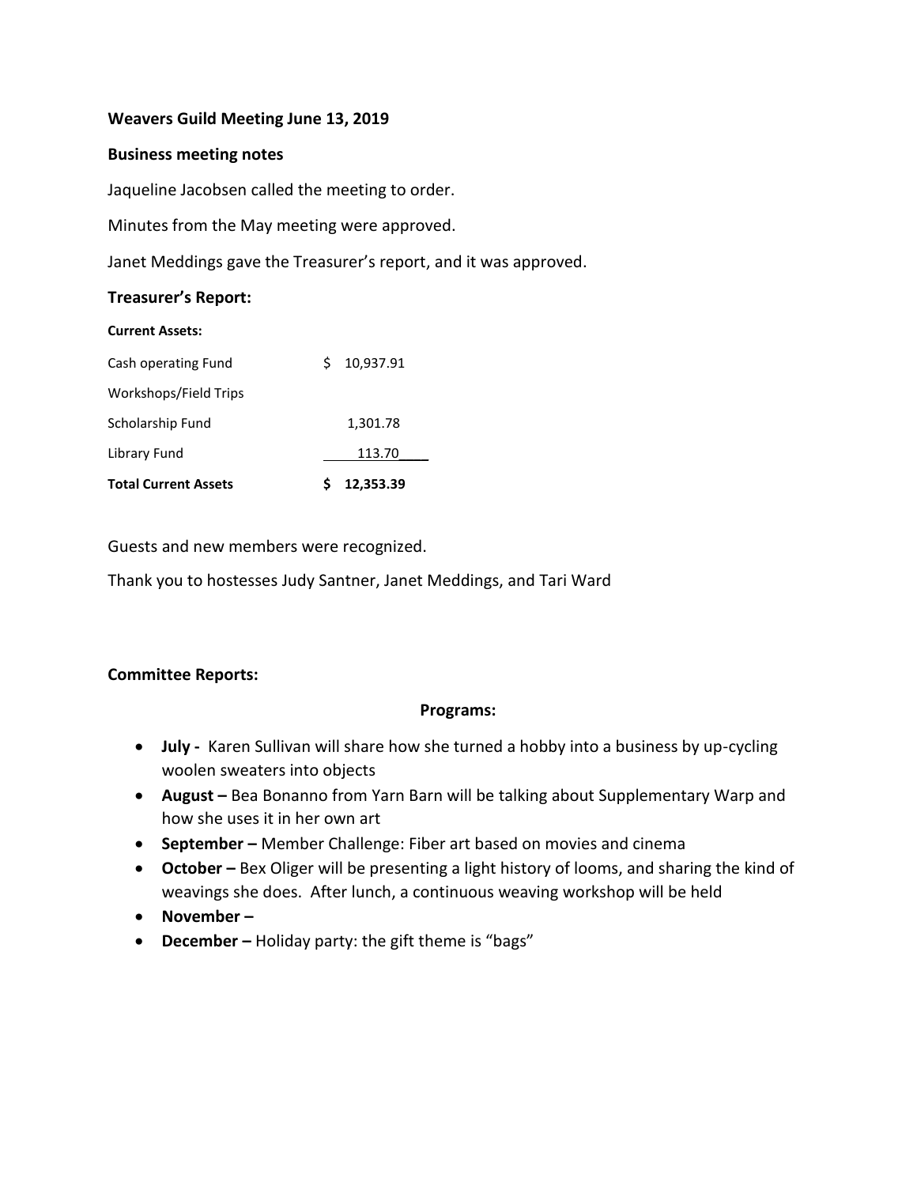**Weavers Guild Meeting June 13, 2019**

**Business meeting notes**

Jaqueline Jacobsen called the meeting to order.

Minutes from the May meeting were approved.

Janet Meddings gave the Treasurer's report, and it was approved.

**Treasurer's Report:**

**Current Assets:**

| | |
|---|---|
| Cash operating Fund | $ 10,937.91 |
| Workshops/Field Trips | |
| Scholarship Fund | 1,301.78 |
| Library Fund | 113.70 |
| **Total Current Assets** | **$ 12,353.39** |

Guests and new members were recognized.

Thank you to hostesses Judy Santner, Janet Meddings, and Tari Ward

**Committee Reports:**

**Programs:**

- **July -** Karen Sullivan will share how she turned a hobby into a business by up-cycling woolen sweaters into objects
- **August –** Bea Bonanno from Yarn Barn will be talking about Supplementary Warp and how she uses it in her own art
- **September –** Member Challenge: Fiber art based on movies and cinema
- **October –** Bex Oliger will be presenting a light history of looms, and sharing the kind of weavings she does. After lunch, a continuous weaving workshop will be held
- **November –**
- **December –** Holiday party: the gift theme is "bags"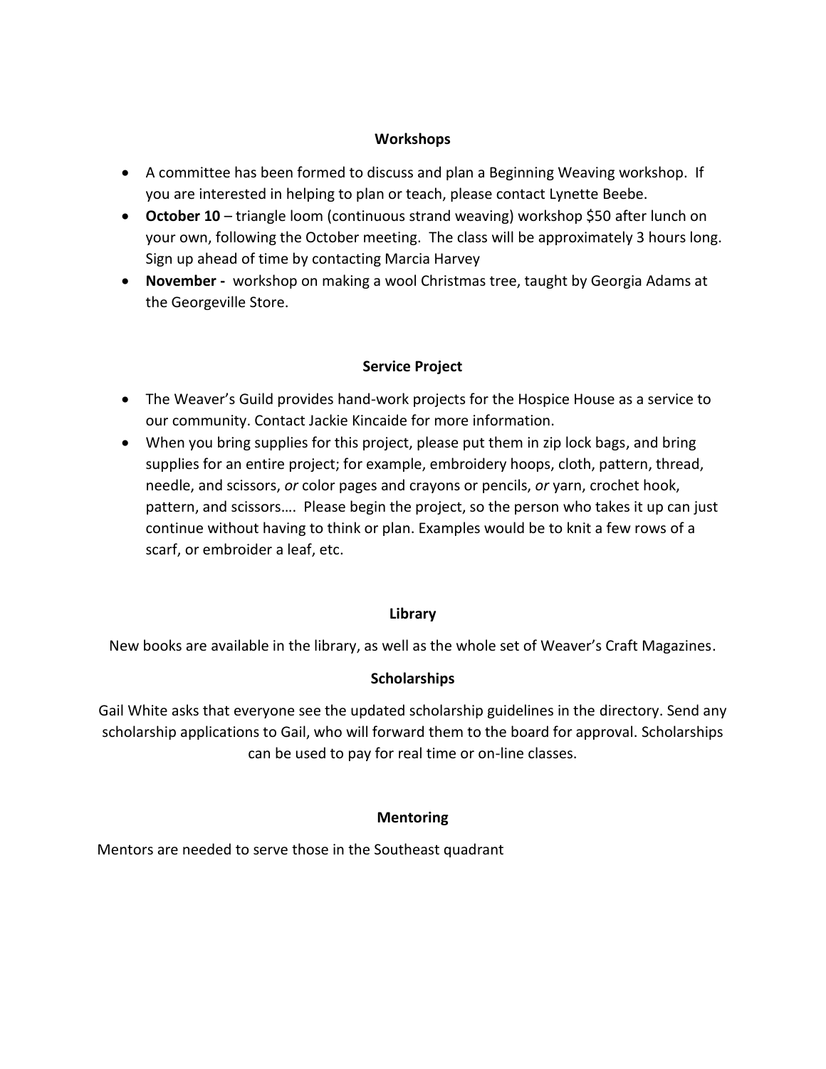## Workshops

- A committee has been formed to discuss and plan a Beginning Weaving workshop. If you are interested in helping to plan or teach, please contact Lynette Beebe.
- **October 10** – triangle loom (continuous strand weaving) workshop $50 after lunch on your own, following the October meeting. The class will be approximately 3 hours long. Sign up ahead of time by contacting Marcia Harvey
- **November -** workshop on making a wool Christmas tree, taught by Georgia Adams at the Georgeville Store.

## Service Project

- The Weaver's Guild provides hand-work projects for the Hospice House as a service to our community. Contact Jackie Kincaide for more information.
- When you bring supplies for this project, please put them in zip lock bags, and bring supplies for an entire project; for example, embroidery hoops, cloth, pattern, thread, needle, and scissors, *or* color pages and crayons or pencils, *or* yarn, crochet hook, pattern, and scissors…. Please begin the project, so the person who takes it up can just continue without having to think or plan. Examples would be to knit a few rows of a scarf, or embroider a leaf, etc.

## Library

New books are available in the library, as well as the whole set of Weaver's Craft Magazines.

## Scholarships

Gail White asks that everyone see the updated scholarship guidelines in the directory. Send any scholarship applications to Gail, who will forward them to the board for approval. Scholarships can be used to pay for real time or on-line classes.

## Mentoring

Mentors are needed to serve those in the Southeast quadrant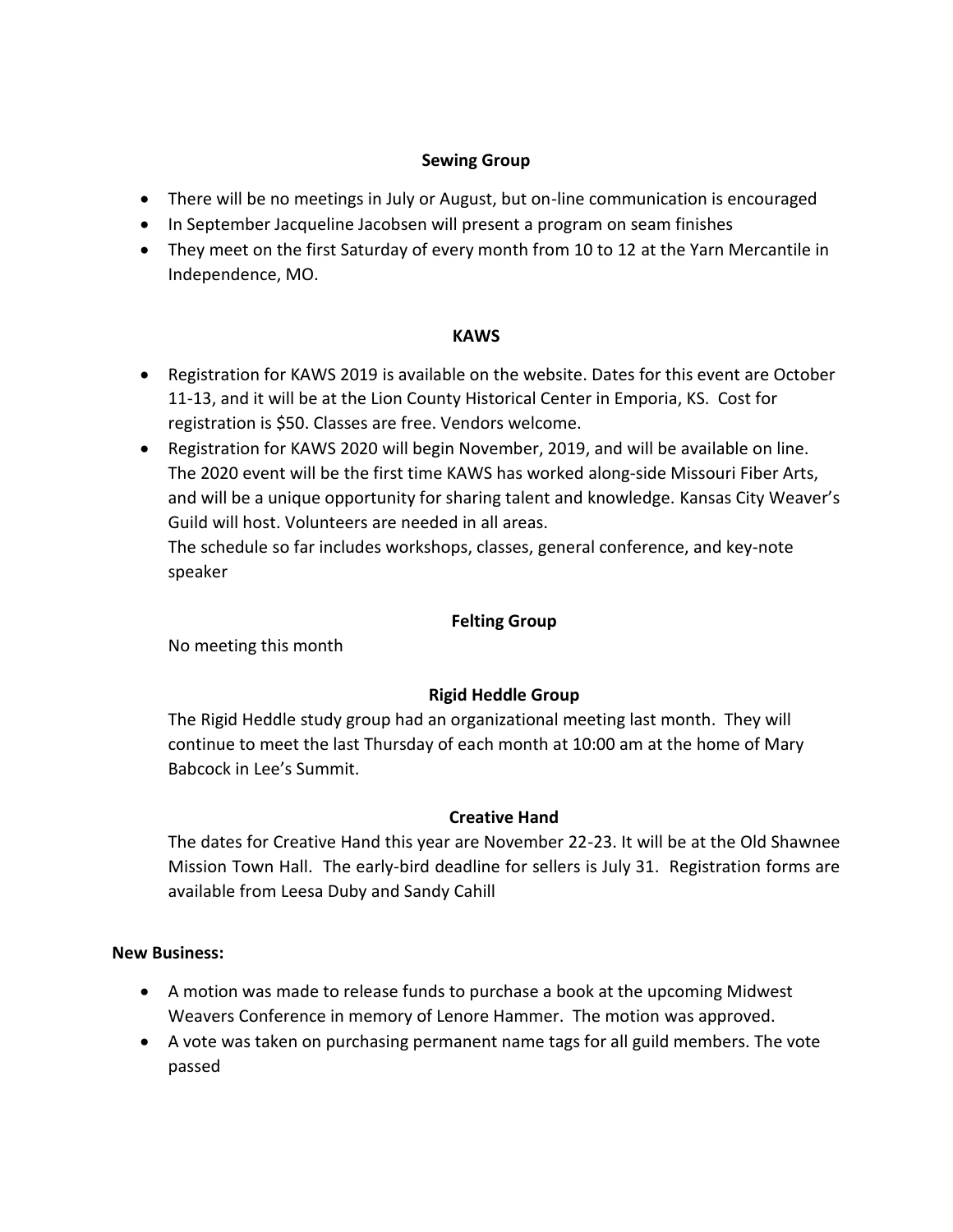**Sewing Group**

- There will be no meetings in July or August, but on-line communication is encouraged
- In September Jacqueline Jacobsen will present a program on seam finishes
- They meet on the first Saturday of every month from 10 to 12 at the Yarn Mercantile in Independence, MO.

**KAWS**

- Registration for KAWS 2019 is available on the website. Dates for this event are October 11-13, and it will be at the Lion County Historical Center in Emporia, KS. Cost for registration is $50. Classes are free. Vendors welcome.
- Registration for KAWS 2020 will begin November, 2019, and will be available on line. The 2020 event will be the first time KAWS has worked along-side Missouri Fiber Arts, and will be a unique opportunity for sharing talent and knowledge. Kansas City Weaver's Guild will host. Volunteers are needed in all areas.
  The schedule so far includes workshops, classes, general conference, and key-note speaker

**Felting Group**

No meeting this month

**Rigid Heddle Group**

The Rigid Heddle study group had an organizational meeting last month. They will continue to meet the last Thursday of each month at 10:00 am at the home of Mary Babcock in Lee's Summit.

**Creative Hand**

The dates for Creative Hand this year are November 22-23. It will be at the Old Shawnee Mission Town Hall. The early-bird deadline for sellers is July 31. Registration forms are available from Leesa Duby and Sandy Cahill

**New Business:**

- A motion was made to release funds to purchase a book at the upcoming Midwest Weavers Conference in memory of Lenore Hammer. The motion was approved.
- A vote was taken on purchasing permanent name tags for all guild members. The vote passed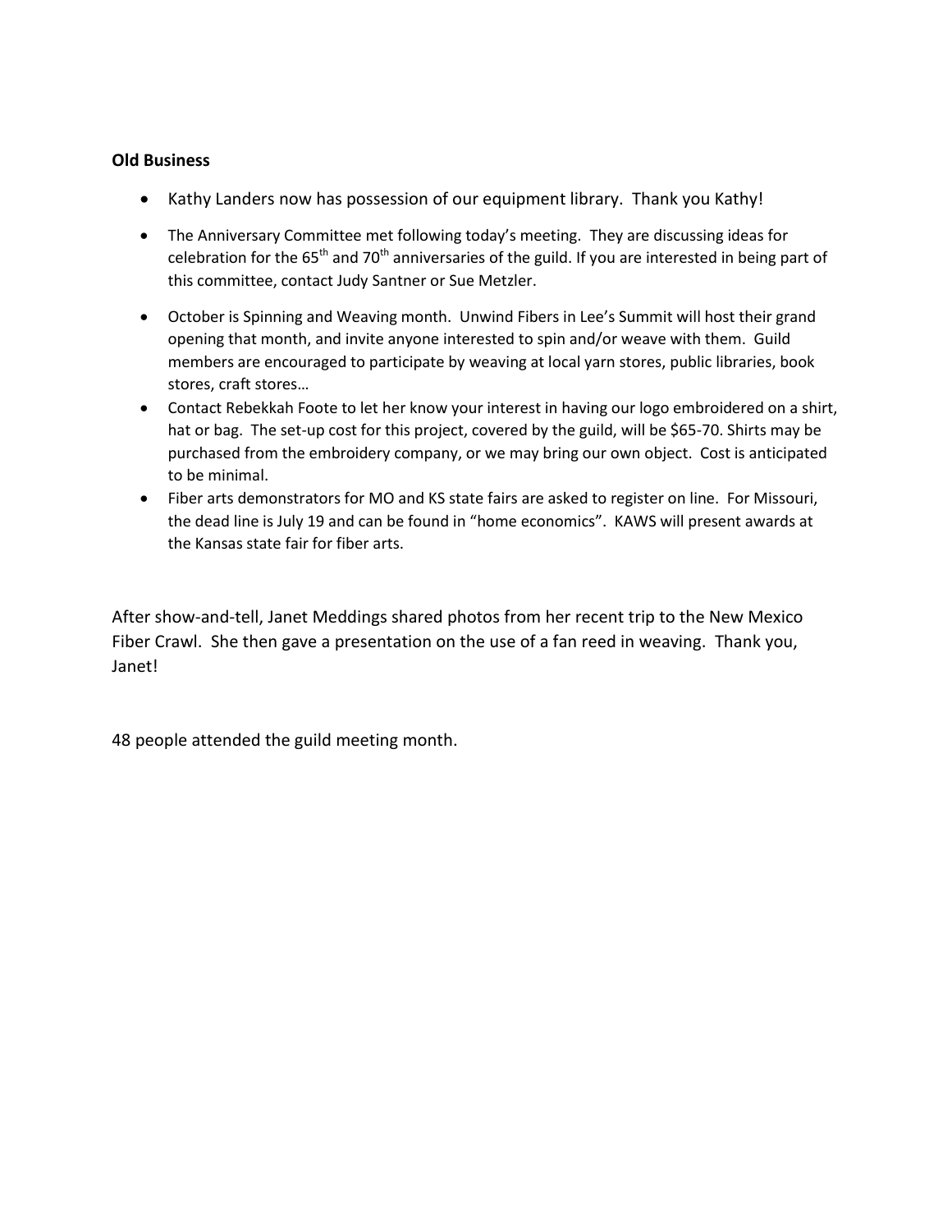**Old Business**

- Kathy Landers now has possession of our equipment library. Thank you Kathy!
- The Anniversary Committee met following today's meeting. They are discussing ideas for celebration for the 65th and 70th anniversaries of the guild. If you are interested in being part of this committee, contact Judy Santner or Sue Metzler.
- October is Spinning and Weaving month. Unwind Fibers in Lee's Summit will host their grand opening that month, and invite anyone interested to spin and/or weave with them. Guild members are encouraged to participate by weaving at local yarn stores, public libraries, book stores, craft stores…
- Contact Rebekkah Foote to let her know your interest in having our logo embroidered on a shirt, hat or bag. The set-up cost for this project, covered by the guild, will be $65-70. Shirts may be purchased from the embroidery company, or we may bring our own object. Cost is anticipated to be minimal.
- Fiber arts demonstrators for MO and KS state fairs are asked to register on line. For Missouri, the dead line is July 19 and can be found in "home economics". KAWS will present awards at the Kansas state fair for fiber arts.

After show-and-tell, Janet Meddings shared photos from her recent trip to the New Mexico Fiber Crawl. She then gave a presentation on the use of a fan reed in weaving. Thank you, Janet!

48 people attended the guild meeting month.